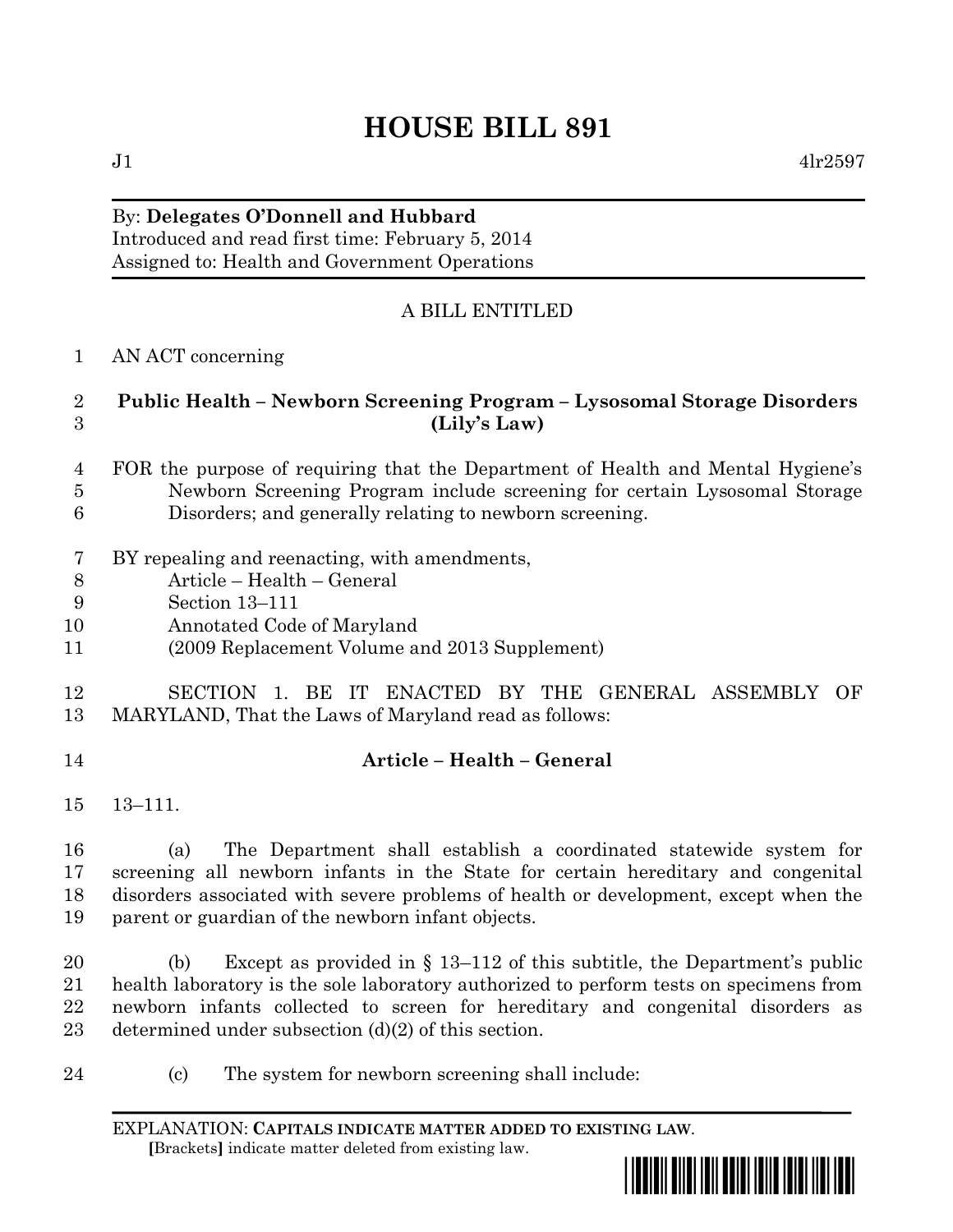# HOUSE BILL 891

J1 4lr2597

By: **Delegates O'Donnell and Hubbard**
Introduced and read first time: February 5, 2014
Assigned to: Health and Government Operations

A BILL ENTITLED

AN ACT concerning

**Public Health – Newborn Screening Program – Lysosomal Storage Disorders (Lily's Law)**

FOR the purpose of requiring that the Department of Health and Mental Hygiene's Newborn Screening Program include screening for certain Lysosomal Storage Disorders; and generally relating to newborn screening.

BY repealing and reenacting, with amendments,
Article – Health – General
Section 13–111
Annotated Code of Maryland
(2009 Replacement Volume and 2013 Supplement)

SECTION 1. BE IT ENACTED BY THE GENERAL ASSEMBLY OF MARYLAND, That the Laws of Maryland read as follows:

**Article – Health – General**

13–111.

(a) The Department shall establish a coordinated statewide system for screening all newborn infants in the State for certain hereditary and congenital disorders associated with severe problems of health or development, except when the parent or guardian of the newborn infant objects.

(b) Except as provided in § 13–112 of this subtitle, the Department's public health laboratory is the sole laboratory authorized to perform tests on specimens from newborn infants collected to screen for hereditary and congenital disorders as determined under subsection (d)(2) of this section.

(c) The system for newborn screening shall include:

EXPLANATION: **CAPITALS INDICATE MATTER ADDED TO EXISTING LAW.**
**[**Brackets**]** indicate matter deleted from existing law.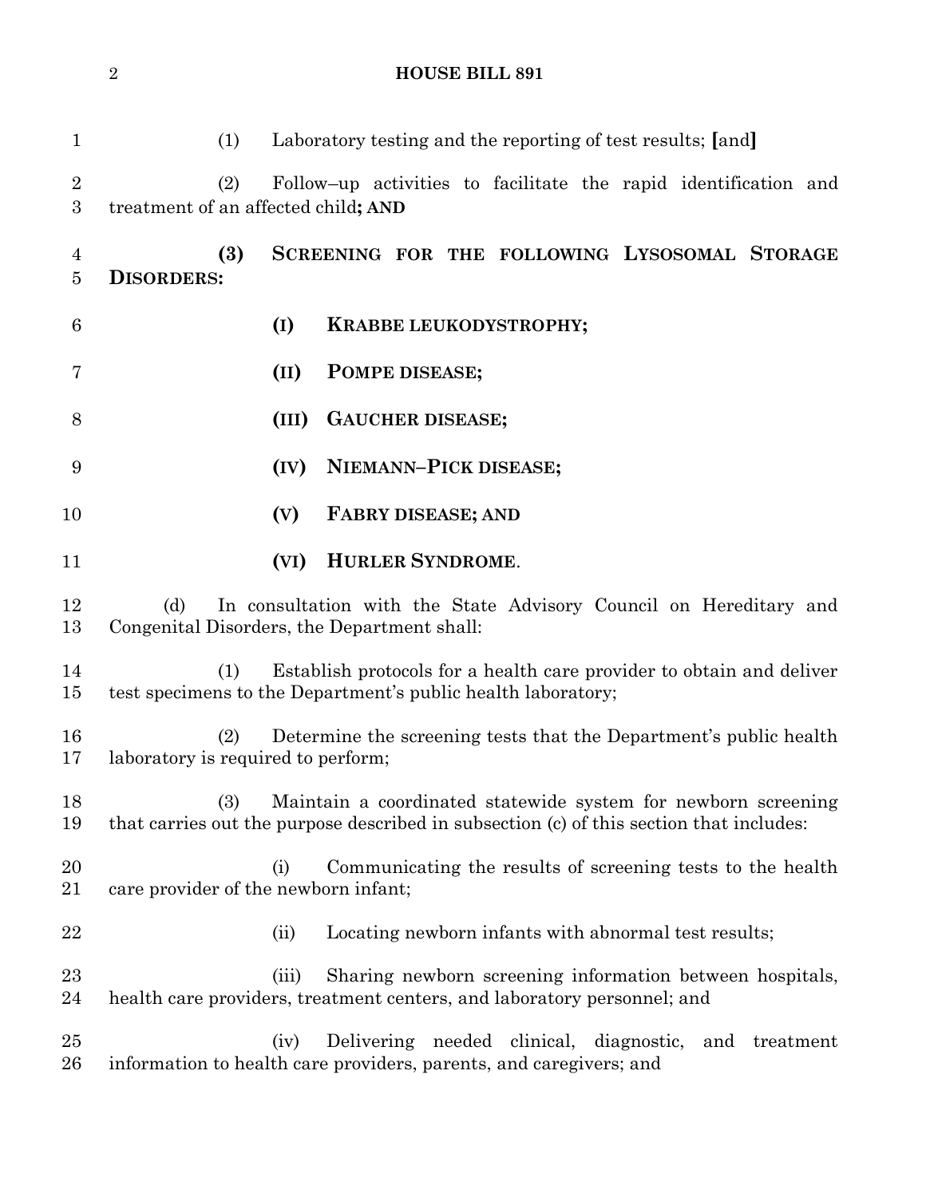(1) Laboratory testing and the reporting of test results; [and]

(2) Follow–up activities to facilitate the rapid identification and treatment of an affected child**; AND**

**(3) SCREENING FOR THE FOLLOWING LYSOSOMAL STORAGE DISORDERS:**

**(I) KRABBE LEUKODYSTROPHY;**

**(II) POMPE DISEASE;**

**(III) GAUCHER DISEASE;**

**(IV) NIEMANN–PICK DISEASE;**

**(V) FABRY DISEASE; AND**

**(VI) HURLER SYNDROME**.

(d) In consultation with the State Advisory Council on Hereditary and Congenital Disorders, the Department shall:

(1) Establish protocols for a health care provider to obtain and deliver test specimens to the Department's public health laboratory;

(2) Determine the screening tests that the Department's public health laboratory is required to perform;

(3) Maintain a coordinated statewide system for newborn screening that carries out the purpose described in subsection (c) of this section that includes:

(i) Communicating the results of screening tests to the health care provider of the newborn infant;

(ii) Locating newborn infants with abnormal test results;

(iii) Sharing newborn screening information between hospitals, health care providers, treatment centers, and laboratory personnel; and

(iv) Delivering needed clinical, diagnostic, and treatment information to health care providers, parents, and caregivers; and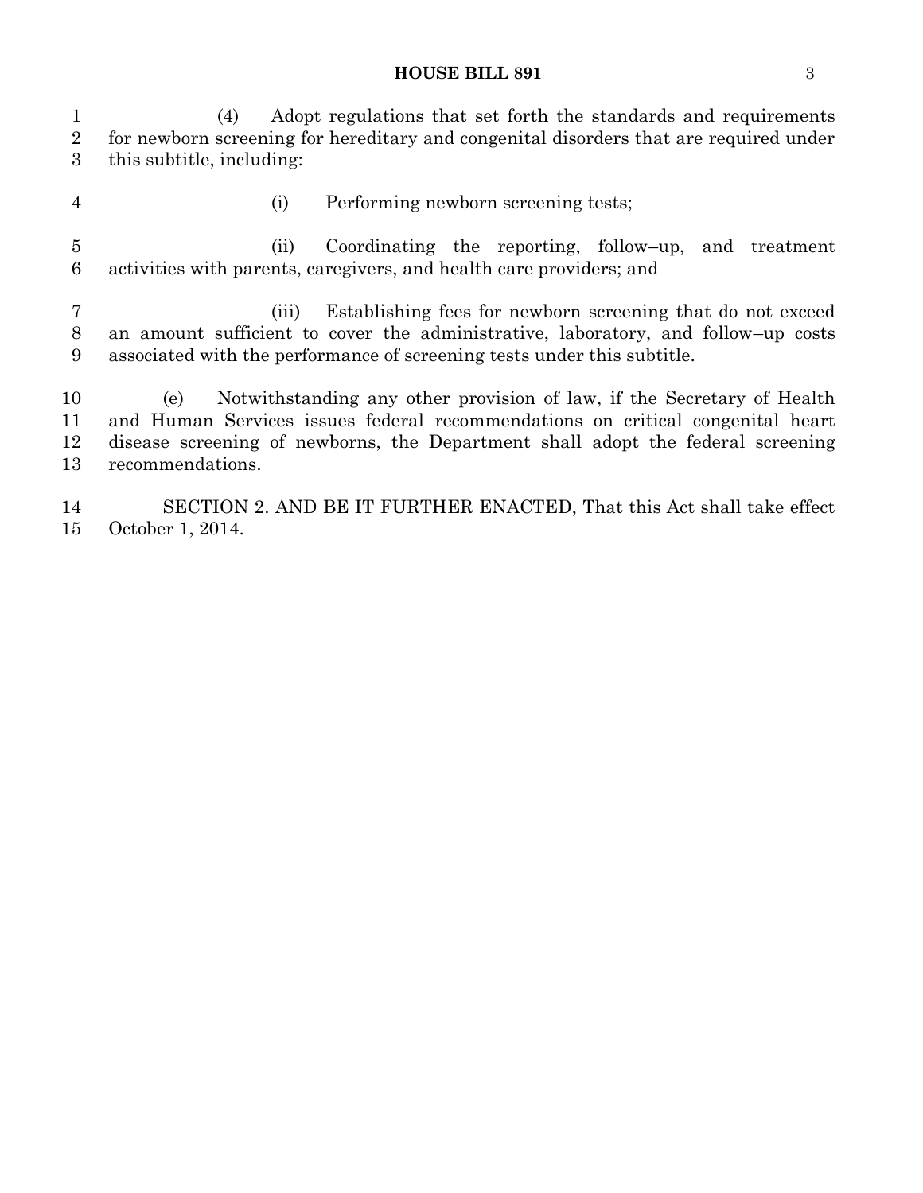(4) Adopt regulations that set forth the standards and requirements for newborn screening for hereditary and congenital disorders that are required under this subtitle, including:

(i) Performing newborn screening tests;

(ii) Coordinating the reporting, follow–up, and treatment activities with parents, caregivers, and health care providers; and

(iii) Establishing fees for newborn screening that do not exceed an amount sufficient to cover the administrative, laboratory, and follow–up costs associated with the performance of screening tests under this subtitle.

(e) Notwithstanding any other provision of law, if the Secretary of Health and Human Services issues federal recommendations on critical congenital heart disease screening of newborns, the Department shall adopt the federal screening recommendations.

SECTION 2. AND BE IT FURTHER ENACTED, That this Act shall take effect October 1, 2014.